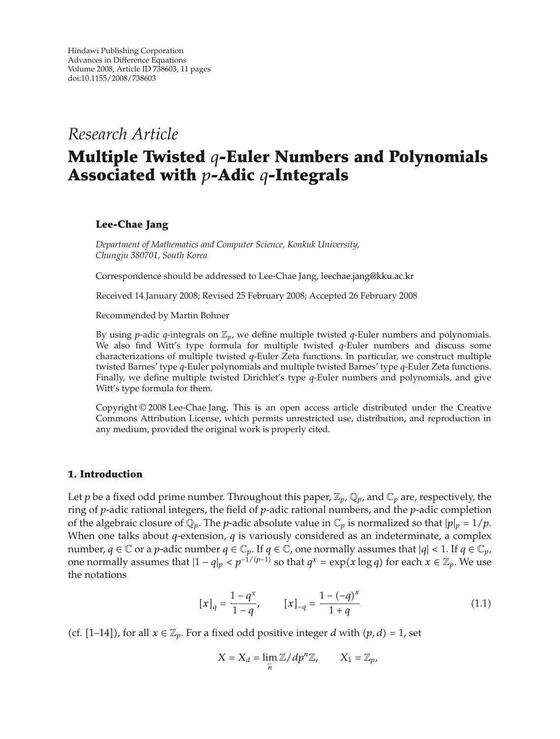Hindawi Publishing Corporation
Advances in Difference Equations
Volume 2008, Article ID 738603, 11 pages
doi:10.1155/2008/738603

*Research Article*

# Multiple Twisted $q$-Euler Numbers and Polynomials Associated with $p$-Adic $q$-Integrals

**Lee-Chae Jang**

*Department of Mathematics and Computer Science, Konkuk University, Chungju 380701, South Korea*

Correspondence should be addressed to Lee-Chae Jang, leechae.jang@kku.ac.kr

Received 14 January 2008; Revised 25 February 2008; Accepted 26 February 2008

Recommended by Martin Bohner

By using $p$-adic $q$-integrals on $\mathbb{Z}_p$, we define multiple twisted $q$-Euler numbers and polynomials. We also find Witt's type formula for multiple twisted $q$-Euler numbers and discuss some characterizations of multiple twisted $q$-Euler Zeta functions. In particular, we construct multiple twisted Barnes' type $q$-Euler polynomials and multiple twisted Barnes' type $q$-Euler Zeta functions. Finally, we define multiple twisted Dirichlet's type $q$-Euler numbers and polynomials, and give Witt's type formula for them.

Copyright © 2008 Lee-Chae Jang. This is an open access article distributed under the Creative Commons Attribution License, which permits unrestricted use, distribution, and reproduction in any medium, provided the original work is properly cited.

## 1. Introduction

Let $p$ be a fixed odd prime number. Throughout this paper, $\mathbb{Z}_p$, $\mathbb{Q}_p$, and $\mathbb{C}_p$ are, respectively, the ring of $p$-adic rational integers, the field of $p$-adic rational numbers, and the $p$-adic completion of the algebraic closure of $\mathbb{Q}_p$. The $p$-adic absolute value in $\mathbb{C}_p$ is normalized so that $|p|_p = 1/p$. When one talks about $q$-extension, $q$ is variously considered as an indeterminate, a complex number, $q \in \mathbb{C}$ or a $p$-adic number $q \in \mathbb{C}_p$. If $q \in \mathbb{C}$, one normally assumes that $|q| < 1$. If $q \in \mathbb{C}_p$, one normally assumes that $|1-q|_p < p^{-1/(p-1)}$ so that $q^x = \exp(x \log q)$ for each $x \in \mathbb{Z}_p$. We use the notations

$$[x]_q = \frac{1-q^x}{1-q}, \qquad [x]_{-q} = \frac{1-(-q)^x}{1+q} \tag{1.1}$$

(cf. [1–14]), for all $x \in \mathbb{Z}_p$. For a fixed odd positive integer $d$ with $(p, d) = 1$, set

$$X = X_d = \varprojlim_{n} \mathbb{Z}/dp^n\mathbb{Z}, \qquad X_1 = \mathbb{Z}_p,$$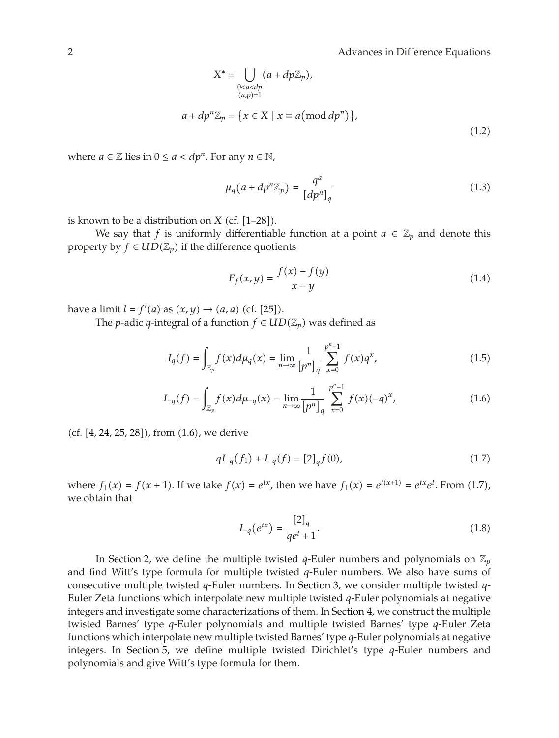$$X^* = \bigcup_{\substack{0<a<dp \\ (a,p)=1}} (a + dp\mathbb{Z}_p),$$

$$a + dp^n\mathbb{Z}_p = \{x \in X \mid x \equiv a(\bmod dp^n)\}, \tag{1.2}$$

where $a \in \mathbb{Z}$ lies in $0 \le a < dp^n$. For any $n \in \mathbb{N}$,

$$\mu_q(a + dp^n\mathbb{Z}_p) = \frac{q^a}{[dp^n]_q} \tag{1.3}$$

is known to be a distribution on $X$ (cf. [1–28]).

We say that $f$ is uniformly differentiable function at a point $a \in \mathbb{Z}_p$ and denote this property by $f \in UD(\mathbb{Z}_p)$ if the difference quotients

$$F_f(x,y) = \frac{f(x) - f(y)}{x - y} \tag{1.4}$$

have a limit $l = f'(a)$ as $(x,y) \to (a,a)$ (cf. [25]).

The $p$-adic $q$-integral of a function $f \in UD(\mathbb{Z}_p)$ was defined as

$$I_q(f) = \int_{\mathbb{Z}_p} f(x)d\mu_q(x) = \lim_{n\to\infty} \frac{1}{[p^n]_q} \sum_{x=0}^{p^n-1} f(x)q^x, \tag{1.5}$$

$$I_{-q}(f) = \int_{\mathbb{Z}_p} f(x)d\mu_{-q}(x) = \lim_{n\to\infty} \frac{1}{[p^n]_q} \sum_{x=0}^{p^n-1} f(x)(-q)^x, \tag{1.6}$$

(cf. [4, 24, 25, 28]), from (1.6), we derive

$$qI_{-q}(f_1) + I_{-q}(f) = [2]_q f(0), \tag{1.7}$$

where $f_1(x) = f(x+1)$. If we take $f(x) = e^{tx}$, then we have $f_1(x) = e^{t(x+1)} = e^{tx}e^t$. From (1.7), we obtain that

$$I_{-q}(e^{tx}) = \frac{[2]_q}{qe^t + 1}. \tag{1.8}$$

In Section 2, we define the multiple twisted $q$-Euler numbers and polynomials on $\mathbb{Z}_p$ and find Witt's type formula for multiple twisted $q$-Euler numbers. We also have sums of consecutive multiple twisted $q$-Euler numbers. In Section 3, we consider multiple twisted $q$-Euler Zeta functions which interpolate new multiple twisted $q$-Euler polynomials at negative integers and investigate some characterizations of them. In Section 4, we construct the multiple twisted Barnes' type $q$-Euler polynomials and multiple twisted Barnes' type $q$-Euler Zeta functions which interpolate new multiple twisted Barnes' type $q$-Euler polynomials at negative integers. In Section 5, we define multiple twisted Dirichlet's type $q$-Euler numbers and polynomials and give Witt's type formula for them.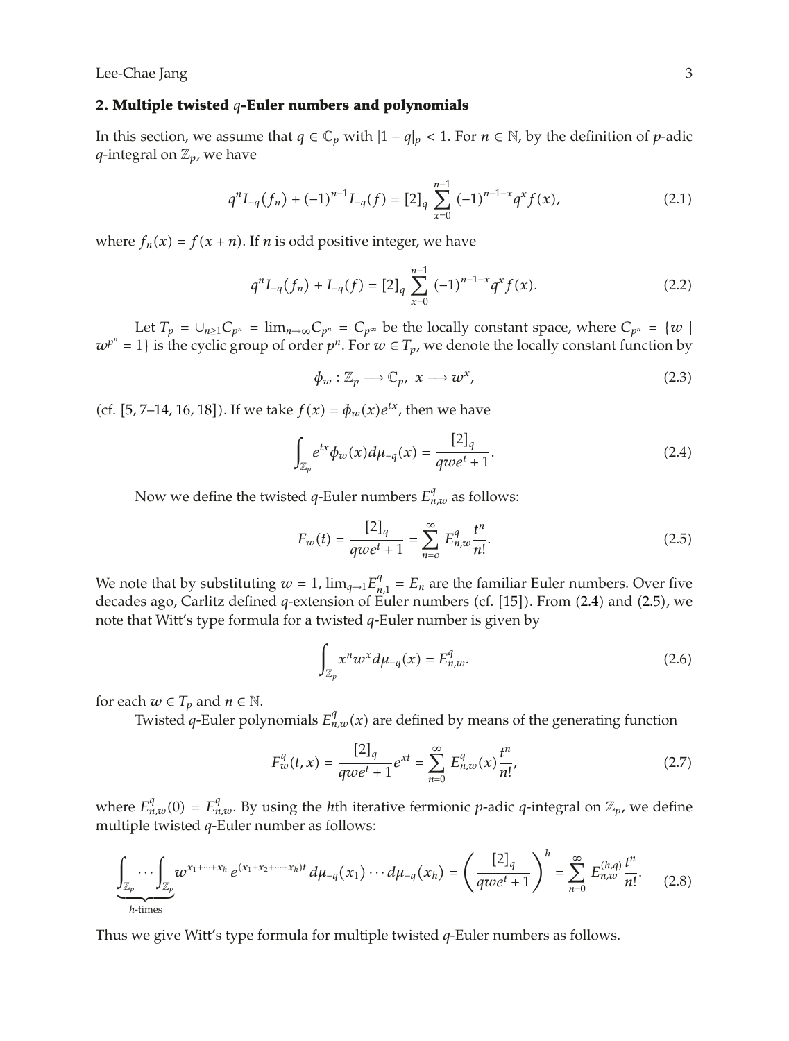## 2. Multiple twisted $q$-Euler numbers and polynomials

In this section, we assume that $q \in \mathbb{C}_p$ with $|1-q|_p < 1$. For $n \in \mathbb{N}$, by the definition of $p$-adic $q$-integral on $\mathbb{Z}_p$, we have

$$q^n I_{-q}(f_n) + (-1)^{n-1} I_{-q}(f) = [2]_q \sum_{x=0}^{n-1} (-1)^{n-1-x} q^x f(x), \tag{2.1}$$

where $f_n(x) = f(x+n)$. If $n$ is odd positive integer, we have

$$q^n I_{-q}(f_n) + I_{-q}(f) = [2]_q \sum_{x=0}^{n-1} (-1)^{n-1-x} q^x f(x). \tag{2.2}$$

Let $T_p = \cup_{n \geq 1} C_{p^n} = \lim_{n \to \infty} C_{p^n} = C_{p^\infty}$ be the locally constant space, where $C_{p^n} = \{w \mid w^{p^n} = 1\}$ is the cyclic group of order $p^n$. For $w \in T_p$, we denote the locally constant function by

$$\phi_w : \mathbb{Z}_p \longrightarrow \mathbb{C}_p, \ x \longrightarrow w^x, \tag{2.3}$$

(cf. [5, 7–14, 16, 18]). If we take $f(x) = \phi_w(x) e^{tx}$, then we have

$$\int_{\mathbb{Z}_p} e^{tx} \phi_w(x) d\mu_{-q}(x) = \frac{[2]_q}{qwe^t + 1}. \tag{2.4}$$

Now we define the twisted $q$-Euler numbers $E_{n,w}^q$ as follows:

$$F_w(t) = \frac{[2]_q}{qwe^t + 1} = \sum_{n=o}^{\infty} E_{n,w}^q \frac{t^n}{n!}. \tag{2.5}$$

We note that by substituting $w = 1$, $\lim_{q \to 1} E_{n,1}^q = E_n$ are the familiar Euler numbers. Over five decades ago, Carlitz defined $q$-extension of Euler numbers (cf. [15]). From (2.4) and (2.5), we note that Witt's type formula for a twisted $q$-Euler number is given by

$$\int_{\mathbb{Z}_p} x^n w^x d\mu_{-q}(x) = E_{n,w}^q. \tag{2.6}$$

for each $w \in T_p$ and $n \in \mathbb{N}$.

Twisted $q$-Euler polynomials $E_{n,w}^q(x)$ are defined by means of the generating function

$$F_w^q(t, x) = \frac{[2]_q}{qwe^t + 1} e^{xt} = \sum_{n=0}^{\infty} E_{n,w}^q(x) \frac{t^n}{n!}, \tag{2.7}$$

where $E_{n,w}^q(0) = E_{n,w}^q$. By using the $h$th iterative fermionic $p$-adic $q$-integral on $\mathbb{Z}_p$, we define multiple twisted $q$-Euler number as follows:

$$\underbrace{\int_{\mathbb{Z}_p} \cdots \int_{\mathbb{Z}_p}}_{h\text{-times}} w^{x_1 + \cdots + x_h} e^{(x_1 + x_2 + \cdots + x_h)t} \, d\mu_{-q}(x_1) \cdots d\mu_{-q}(x_h) = \left( \frac{[2]_q}{qwe^t + 1} \right)^h = \sum_{n=0}^{\infty} E_{n,w}^{(h,q)} \frac{t^n}{n!}. \tag{2.8}$$

Thus we give Witt's type formula for multiple twisted $q$-Euler numbers as follows.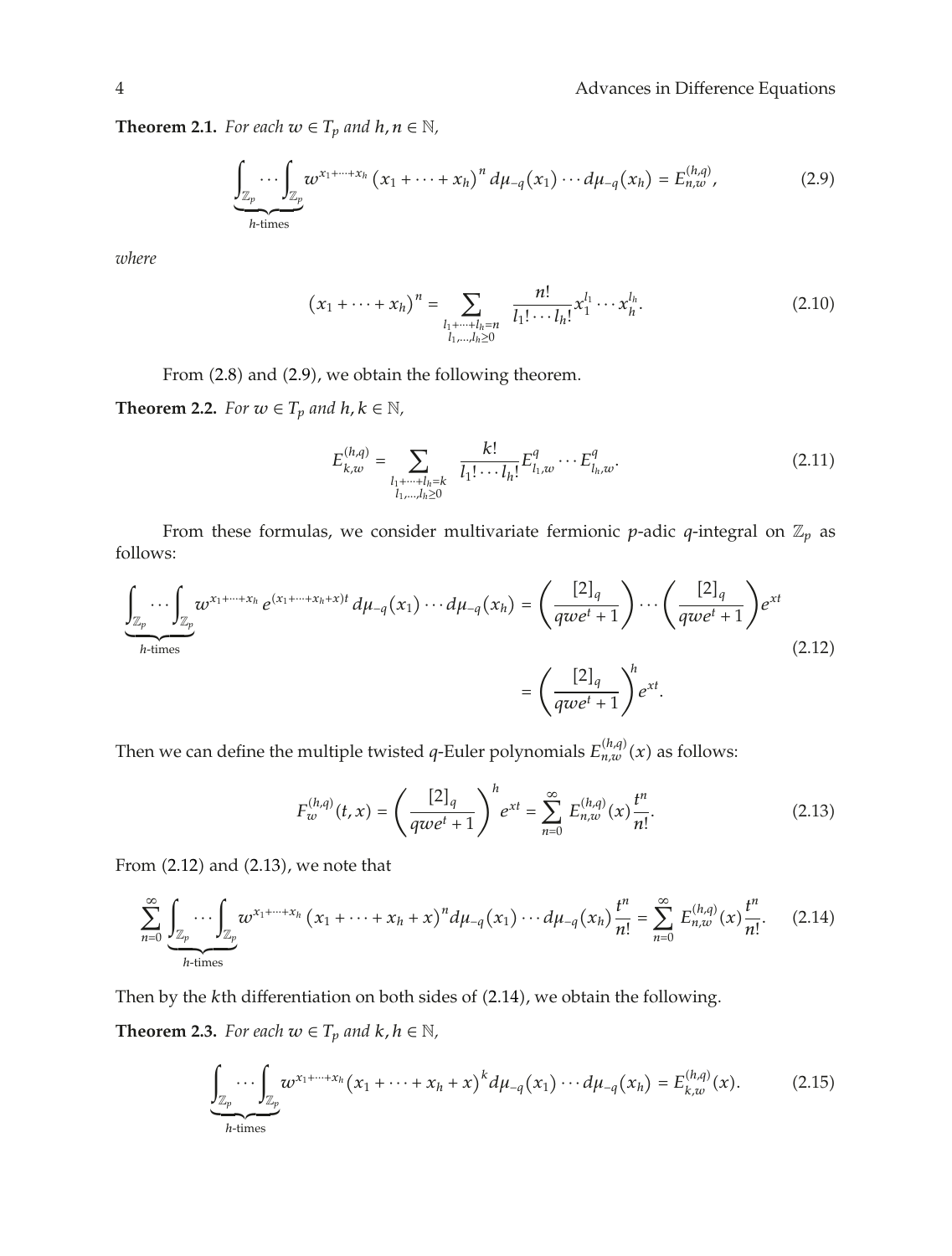**Theorem 2.1.** *For each $w \in T_p$ and $h, n \in \mathbb{N}$,*

$$\underbrace{\int_{\mathbb{Z}_p} \cdots \int_{\mathbb{Z}_p}}_{h\text{-times}} w^{x_1+\cdots+x_h} (x_1 + \cdots + x_h)^n \, d\mu_{-q}(x_1) \cdots d\mu_{-q}(x_h) = E_{n,w}^{(h,q)}, \tag{2.9}$$

*where*

$$(x_1 + \cdots + x_h)^n = \sum_{\substack{l_1+\cdots+l_h=n \\ l_1,\ldots,l_h \geq 0}} \frac{n!}{l_1! \cdots l_h!} x_1^{l_1} \cdots x_h^{l_h}. \tag{2.10}$$

From (2.8) and (2.9), we obtain the following theorem.

**Theorem 2.2.** *For $w \in T_p$ and $h, k \in \mathbb{N}$,*

$$E_{k,w}^{(h,q)} = \sum_{\substack{l_1+\cdots+l_h=k \\ l_1,\ldots,l_h \geq 0}} \frac{k!}{l_1! \cdots l_h!} E_{l_1,w}^{q} \cdots E_{l_h,w}^{q}. \tag{2.11}$$

From these formulas, we consider multivariate fermionic $p$-adic $q$-integral on $\mathbb{Z}_p$ as follows:

$$\begin{aligned}
\underbrace{\int_{\mathbb{Z}_p} \cdots \int_{\mathbb{Z}_p}}_{h\text{-times}} w^{x_1+\cdots+x_h} e^{(x_1+\cdots+x_h+x)t} \, d\mu_{-q}(x_1) \cdots d\mu_{-q}(x_h) &= \left( \frac{[2]_q}{qwe^t + 1} \right) \cdots \left( \frac{[2]_q}{qwe^t + 1} \right) e^{xt} \\
&= \left( \frac{[2]_q}{qwe^t + 1} \right)^h e^{xt}.
\end{aligned} \tag{2.12}$$

Then we can define the multiple twisted $q$-Euler polynomials $E_{n,w}^{(h,q)}(x)$ as follows:

$$F_w^{(h,q)}(t, x) = \left( \frac{[2]_q}{qwe^t + 1} \right)^h e^{xt} = \sum_{n=0}^{\infty} E_{n,w}^{(h,q)}(x) \frac{t^n}{n!}. \tag{2.13}$$

From (2.12) and (2.13), we note that

$$\sum_{n=0}^{\infty} \underbrace{\int_{\mathbb{Z}_p} \cdots \int_{\mathbb{Z}_p}}_{h\text{-times}} w^{x_1+\cdots+x_h} (x_1 + \cdots + x_h + x)^n d\mu_{-q}(x_1) \cdots d\mu_{-q}(x_h) \frac{t^n}{n!} = \sum_{n=0}^{\infty} E_{n,w}^{(h,q)}(x) \frac{t^n}{n!}. \tag{2.14}$$

Then by the $k$th differentiation on both sides of (2.14), we obtain the following.

**Theorem 2.3.** *For each $w \in T_p$ and $k, h \in \mathbb{N}$,*

$$\underbrace{\int_{\mathbb{Z}_p} \cdots \int_{\mathbb{Z}_p}}_{h\text{-times}} w^{x_1+\cdots+x_h} (x_1 + \cdots + x_h + x)^k d\mu_{-q}(x_1) \cdots d\mu_{-q}(x_h) = E_{k,w}^{(h,q)}(x). \tag{2.15}$$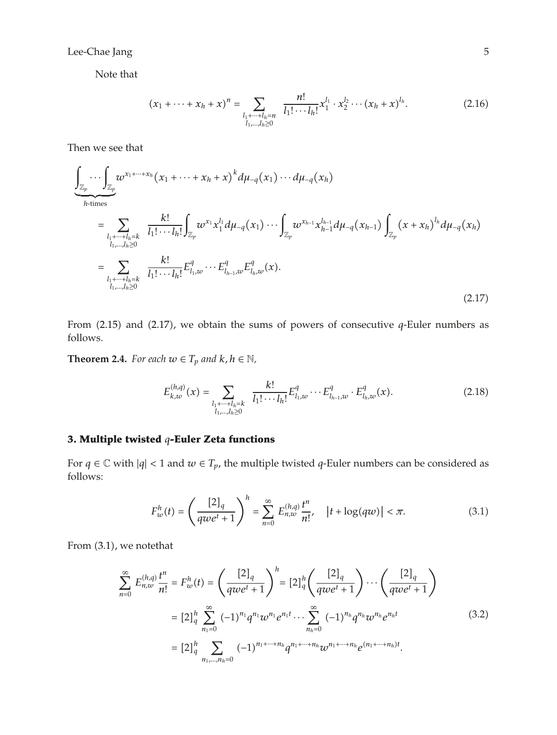Note that

$$(x_1+\cdots+x_h+x)^n=\sum_{\substack{l_1+\cdots+l_h=n\\ l_1,\ldots,l_h\geq 0}}\frac{n!}{l_1!\cdots l_h!}x_1^{l_1}\cdot x_2^{l_2}\cdots(x_h+x)^{l_h}. \tag{2.16}$$

Then we see that

$$\begin{aligned}
&\underbrace{\int_{\mathbb{Z}_p}\cdots\int_{\mathbb{Z}_p}}_{h\text{-times}}w^{x_1+\cdots+x_h}(x_1+\cdots+x_h+x)^k d\mu_{-q}(x_1)\cdots d\mu_{-q}(x_h)\\
&=\sum_{\substack{l_1+\cdots+l_h=k\\ l_1,\ldots,l_h\geq 0}}\frac{k!}{l_1!\cdots l_h!}\int_{\mathbb{Z}_p}w^{x_1}x_1^{l_1}d\mu_{-q}(x_1)\cdots\int_{\mathbb{Z}_p}w^{x_{h-1}}x_{h-1}^{l_{h-1}}d\mu_{-q}(x_{h-1})\int_{\mathbb{Z}_p}(x+x_h)^{l_h}d\mu_{-q}(x_h)\\
&=\sum_{\substack{l_1+\cdots+l_h=k\\ l_1,\ldots,l_h\geq 0}}\frac{k!}{l_1!\cdots l_h!}E_{l_1,w}^{q}\cdots E_{l_{h-1},w}^{q}E_{l_h,w}^{q}(x).
\end{aligned}\tag{2.17}$$

From (2.15) and (2.17), we obtain the sums of powers of consecutive $q$-Euler numbers as follows.

**Theorem 2.4.** *For each $w\in T_p$ and $k,h\in\mathbb{N}$,*

$$E_{k,w}^{(h,q)}(x)=\sum_{\substack{l_1+\cdots+l_h=k\\ l_1,\ldots,l_h\geq 0}}\frac{k!}{l_1!\cdots l_h!}E_{l_1,w}^{q}\cdots E_{l_{h-1},w}^{q}\cdot E_{l_h,w}^{q}(x). \tag{2.18}$$

## 3. Multiple twisted $q$-Euler Zeta functions

For $q\in\mathbb{C}$ with $|q|<1$ and $w\in T_p$, the multiple twisted $q$-Euler numbers can be considered as follows:

$$F_w^h(t)=\left(\frac{[2]_q}{qwe^t+1}\right)^h=\sum_{n=0}^{\infty}E_{n,w}^{(h,q)}\frac{t^n}{n!},\quad |t+\log(qw)|<\pi. \tag{3.1}$$

From (3.1), we notethat

$$\begin{aligned}
\sum_{n=0}^{\infty}E_{n,w}^{(h,q)}\frac{t^n}{n!}=F_w^h(t)&=\left(\frac{[2]_q}{qwe^t+1}\right)^h=[2]_q^h\left(\frac{[2]_q}{qwe^t+1}\right)\cdots\left(\frac{[2]_q}{qwe^t+1}\right)\\
&=[2]_q^h\sum_{n_1=0}^{\infty}(-1)^{n_1}q^{n_1}w^{n_1}e^{n_1t}\cdots\sum_{n_h=0}^{\infty}(-1)^{n_h}q^{n_h}w^{n_h}e^{n_ht}\\
&=[2]_q^h\sum_{n_1,\ldots,n_h=0}(-1)^{n_1+\cdots+n_h}q^{n_1+\cdots+n_h}w^{n_1+\cdots+n_h}e^{(n_1+\cdots+n_h)t}.
\end{aligned}\tag{3.2}$$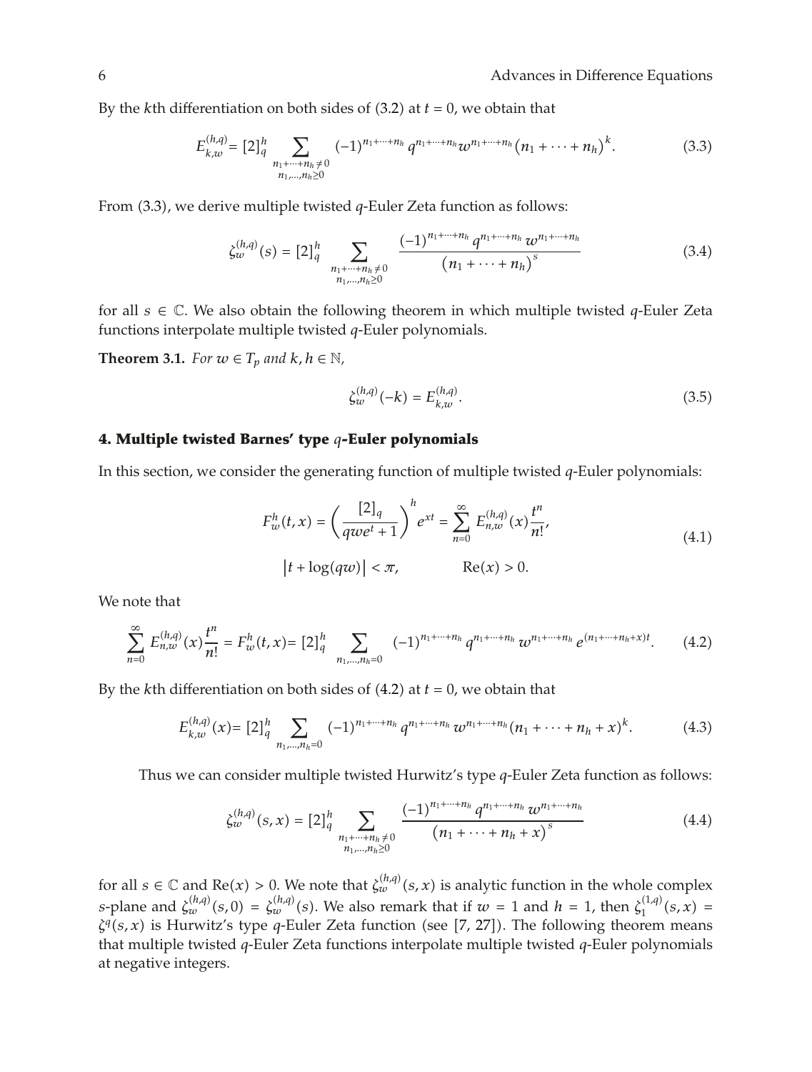By the $k$th differentiation on both sides of (3.2) at $t = 0$, we obtain that

$$E_{k,w}^{(h,q)} = [2]_q^h \sum_{\substack{n_1+\cdots+n_h \neq 0 \\ n_1,\ldots,n_h \geq 0}} (-1)^{n_1+\cdots+n_h} q^{n_1+\cdots+n_h} w^{n_1+\cdots+n_h} \left(n_1 + \cdots + n_h\right)^k. \tag{3.3}$$

From (3.3), we derive multiple twisted $q$-Euler Zeta function as follows:

$$\zeta_w^{(h,q)}(s) = [2]_q^h \sum_{\substack{n_1+\cdots+n_h \neq 0 \\ n_1,\ldots,n_h \geq 0}} \frac{(-1)^{n_1+\cdots+n_h} q^{n_1+\cdots+n_h} w^{n_1+\cdots+n_h}}{\left(n_1 + \cdots + n_h\right)^s} \tag{3.4}$$

for all $s \in \mathbb{C}$. We also obtain the following theorem in which multiple twisted $q$-Euler Zeta functions interpolate multiple twisted $q$-Euler polynomials.

**Theorem 3.1.** *For $w \in T_p$ and $k, h \in \mathbb{N}$,*

$$\zeta_w^{(h,q)}(-k) = E_{k,w}^{(h,q)}. \tag{3.5}$$

## 4. Multiple twisted Barnes' type $q$-Euler polynomials

In this section, we consider the generating function of multiple twisted $q$-Euler polynomials:

$$F_w^h(t,x) = \left(\frac{[2]_q}{qwe^t + 1}\right)^h e^{xt} = \sum_{n=0}^{\infty} E_{n,w}^{(h,q)}(x)\frac{t^n}{n!},$$
$$\left|t + \log(qw)\right| < \pi, \qquad \operatorname{Re}(x) > 0. \tag{4.1}$$

We note that

$$\sum_{n=0}^{\infty} E_{n,w}^{(h,q)}(x)\frac{t^n}{n!} = F_w^h(t,x) = [2]_q^h \sum_{n_1,\ldots,n_h=0} (-1)^{n_1+\cdots+n_h} q^{n_1+\cdots+n_h} w^{n_1+\cdots+n_h} e^{(n_1+\cdots+n_h+x)t}. \tag{4.2}$$

By the $k$th differentiation on both sides of (4.2) at $t = 0$, we obtain that

$$E_{k,w}^{(h,q)}(x) = [2]_q^h \sum_{n_1,\ldots,n_h=0} (-1)^{n_1+\cdots+n_h} q^{n_1+\cdots+n_h} w^{n_1+\cdots+n_h} (n_1 + \cdots + n_h + x)^k. \tag{4.3}$$

Thus we can consider multiple twisted Hurwitz's type $q$-Euler Zeta function as follows:

$$\zeta_w^{(h,q)}(s,x) = [2]_q^h \sum_{\substack{n_1+\cdots+n_h \neq 0 \\ n_1,\ldots,n_h \geq 0}} \frac{(-1)^{n_1+\cdots+n_h} q^{n_1+\cdots+n_h} w^{n_1+\cdots+n_h}}{\left(n_1 + \cdots + n_h + x\right)^s} \tag{4.4}$$

for all $s \in \mathbb{C}$ and $\operatorname{Re}(x) > 0$. We note that $\zeta_w^{(h,q)}(s,x)$ is analytic function in the whole complex $s$-plane and $\zeta_w^{(h,q)}(s,0) = \zeta_w^{(h,q)}(s)$. We also remark that if $w = 1$ and $h = 1$, then $\zeta_1^{(1,q)}(s,x) = \zeta^q(s,x)$ is Hurwitz's type $q$-Euler Zeta function (see [7, 27]). The following theorem means that multiple twisted $q$-Euler Zeta functions interpolate multiple twisted $q$-Euler polynomials at negative integers.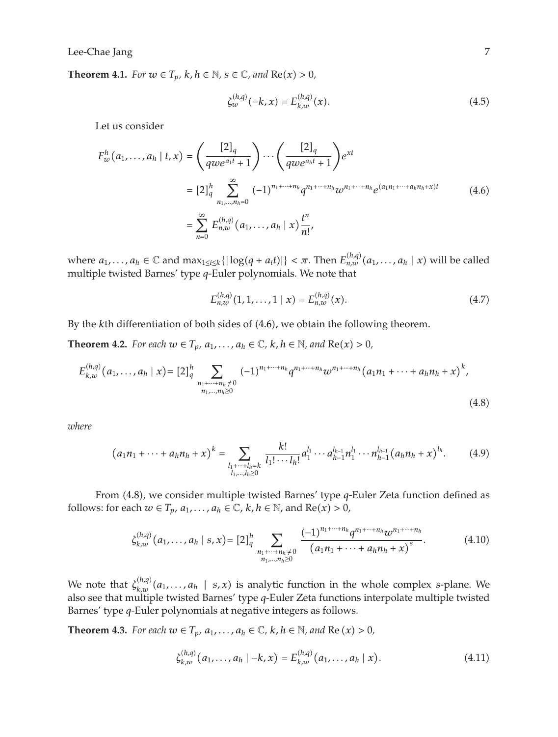**Theorem 4.1.** *For $w \in T_p$, $k, h \in \mathbb{N}$, $s \in \mathbb{C}$, and $\operatorname{Re}(x) > 0$,*

$$\zeta_w^{(h,q)}(-k, x) = E_{k,w}^{(h,q)}(x). \tag{4.5}$$

Let us consider

$$\begin{aligned} F_w^h(a_1, \dots, a_h \mid t, x) &= \left( \frac{[2]_q}{qwe^{a_1 t} + 1} \right) \cdots \left( \frac{[2]_q}{qwe^{a_h t} + 1} \right) e^{xt} \\ &= [2]_q^h \sum_{n_1, \dots, n_h = 0}^{\infty} (-1)^{n_1 + \cdots + n_h} q^{n_1 + \cdots + n_h} w^{n_1 + \cdots + n_h} e^{(a_1 n_1 + \cdots + a_h n_h + x)t} \\ &= \sum_{n=0}^{\infty} E_{n,w}^{(h,q)}(a_1, \dots, a_h \mid x) \frac{t^n}{n!}, \end{aligned} \tag{4.6}$$

where $a_1, \dots, a_h \in \mathbb{C}$ and $\max_{1 \le i \le k}\{|\log(q + a_i t)|\} < \pi$. Then $E_{n,w}^{(h,q)}(a_1, \dots, a_h \mid x)$ will be called multiple twisted Barnes' type $q$-Euler polynomials. We note that

$$E_{n,w}^{(h,q)}(1, 1, \dots, 1 \mid x) = E_{n,w}^{(h,q)}(x). \tag{4.7}$$

By the $k$th differentiation of both sides of (4.6), we obtain the following theorem.

**Theorem 4.2.** *For each $w \in T_p$, $a_1, \dots, a_h \in \mathbb{C}$, $k, h \in \mathbb{N}$, and $\operatorname{Re}(x) > 0$,*

$$E_{k,w}^{(h,q)}(a_1, \dots, a_h \mid x) = [2]_q^h \sum_{\substack{n_1 + \cdots + n_h \neq 0 \\ n_1, \dots, n_h \geq 0}} (-1)^{n_1 + \cdots + n_h} q^{n_1 + \cdots + n_h} w^{n_1 + \cdots + n_h} (a_1 n_1 + \cdots + a_h n_h + x)^k, \tag{4.8}$$

*where*

$$(a_1 n_1 + \cdots + a_h n_h + x)^k = \sum_{\substack{l_1 + \cdots + l_h = k \\ l_1, \dots, l_h \geq 0}} \frac{k!}{l_1! \cdots l_h!} a_1^{l_1} \cdots a_{h-1}^{l_{h-1}} n_1^{l_1} \cdots n_{h-1}^{l_{h-1}} (a_h n_h + x)^{l_h}. \tag{4.9}$$

From (4.8), we consider multiple twisted Barnes' type $q$-Euler Zeta function defined as follows: for each $w \in T_p$, $a_1, \dots, a_h \in \mathbb{C}$, $k, h \in \mathbb{N}$, and $\operatorname{Re}(x) > 0$,

$$\zeta_{k,w}^{(h,q)}(a_1, \dots, a_h \mid s, x) = [2]_q^h \sum_{\substack{n_1 + \cdots + n_h \neq 0 \\ n_1, \dots, n_h \geq 0}} \frac{(-1)^{n_1 + \cdots + n_h} q^{n_1 + \cdots + n_h} w^{n_1 + \cdots + n_h}}{(a_1 n_1 + \cdots + a_h n_h + x)^s}. \tag{4.10}$$

We note that $\zeta_{k,w}^{(h,q)}(a_1, \dots, a_h \mid s, x)$ is analytic function in the whole complex $s$-plane. We also see that multiple twisted Barnes' type $q$-Euler Zeta functions interpolate multiple twisted Barnes' type $q$-Euler polynomials at negative integers as follows.

**Theorem 4.3.** *For each $w \in T_p$, $a_1, \dots, a_h \in \mathbb{C}$, $k, h \in \mathbb{N}$, and $\operatorname{Re}(x) > 0$,*

$$\zeta_{k,w}^{(h,q)}(a_1, \dots, a_h \mid -k, x) = E_{k,w}^{(h,q)}(a_1, \dots, a_h \mid x). \tag{4.11}$$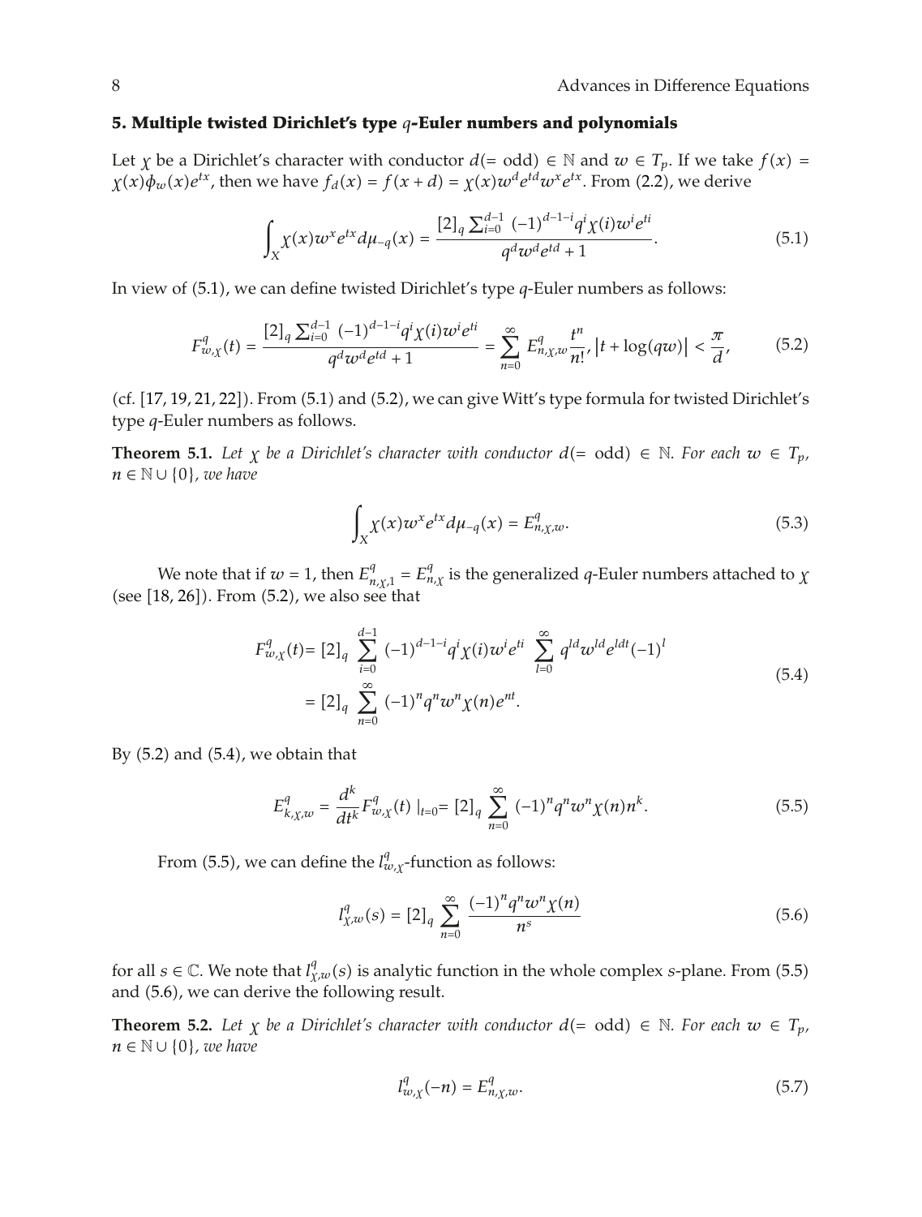## 5. Multiple twisted Dirichlet's type $q$-Euler numbers and polynomials

Let $\chi$ be a Dirichlet's character with conductor $d(=\text{odd}) \in \mathbb{N}$ and $w \in T_p$. If we take $f(x) = \chi(x)\phi_w(x)e^{tx}$, then we have $f_d(x) = f(x+d) = \chi(x)w^d e^{td} w^x e^{tx}$. From (2.2), we derive

$$\int_X \chi(x) w^x e^{tx} d\mu_{-q}(x) = \frac{[2]_q \sum_{i=0}^{d-1} (-1)^{d-1-i} \chi(i) w^i e^{ti}}{q^d w^d e^{td} + 1}. \tag{5.1}$$

In view of (5.1), we can define twisted Dirichlet's type $q$-Euler numbers as follows:

$$F^q_{w,\chi}(t) = \frac{[2]_q \sum_{i=0}^{d-1} (-1)^{d-1-i} q^i \chi(i) w^i e^{ti}}{q^d w^d e^{td} + 1} = \sum_{n=0}^{\infty} E^q_{n,\chi,w} \frac{t^n}{n!}, \left|t + \log(qw)\right| < \frac{\pi}{d}, \tag{5.2}$$

(cf. [17, 19, 21, 22]). From (5.1) and (5.2), we can give Witt's type formula for twisted Dirichlet's type $q$-Euler numbers as follows.

**Theorem 5.1.** *Let $\chi$ be a Dirichlet's character with conductor $d(=\text{odd}) \in \mathbb{N}$. For each $w \in T_p$, $n \in \mathbb{N} \cup \{0\}$, we have*

$$\int_X \chi(x) w^x e^{tx} d\mu_{-q}(x) = E^q_{n,\chi,w}. \tag{5.3}$$

We note that if $w = 1$, then $E^q_{n,\chi,1} = E^q_{n,\chi}$ is the generalized $q$-Euler numbers attached to $\chi$ (see [18, 26]). From (5.2), we also see that

$$\begin{aligned} F^q_{w,\chi}(t) &= [2]_q \sum_{i=0}^{d-1} (-1)^{d-1-i} q^i \chi(i) w^i e^{ti} \sum_{l=0}^{\infty} q^{ld} w^{ld} e^{ldt} (-1)^l \\ &= [2]_q \sum_{n=0}^{\infty} (-1)^n q^n w^n \chi(n) e^{nt}. \end{aligned} \tag{5.4}$$

By (5.2) and (5.4), we obtain that

$$E^q_{k,\chi,w} = \frac{d^k}{dt^k} F^q_{w,\chi}(t) \mid_{t=0} = [2]_q \sum_{n=0}^{\infty} (-1)^n q^n w^n \chi(n) n^k. \tag{5.5}$$

From (5.5), we can define the $l^q_{w,\chi}$-function as follows:

$$l^q_{\chi,w}(s) = [2]_q \sum_{n=0}^{\infty} \frac{(-1)^n q^n w^n \chi(n)}{n^s} \tag{5.6}$$

for all $s \in \mathbb{C}$. We note that $l^q_{\chi,w}(s)$ is analytic function in the whole complex $s$-plane. From (5.5) and (5.6), we can derive the following result.

**Theorem 5.2.** *Let $\chi$ be a Dirichlet's character with conductor $d(=\text{odd}) \in \mathbb{N}$. For each $w \in T_p$, $n \in \mathbb{N} \cup \{0\}$, we have*

$$l^q_{w,\chi}(-n) = E^q_{n,\chi,w}. \tag{5.7}$$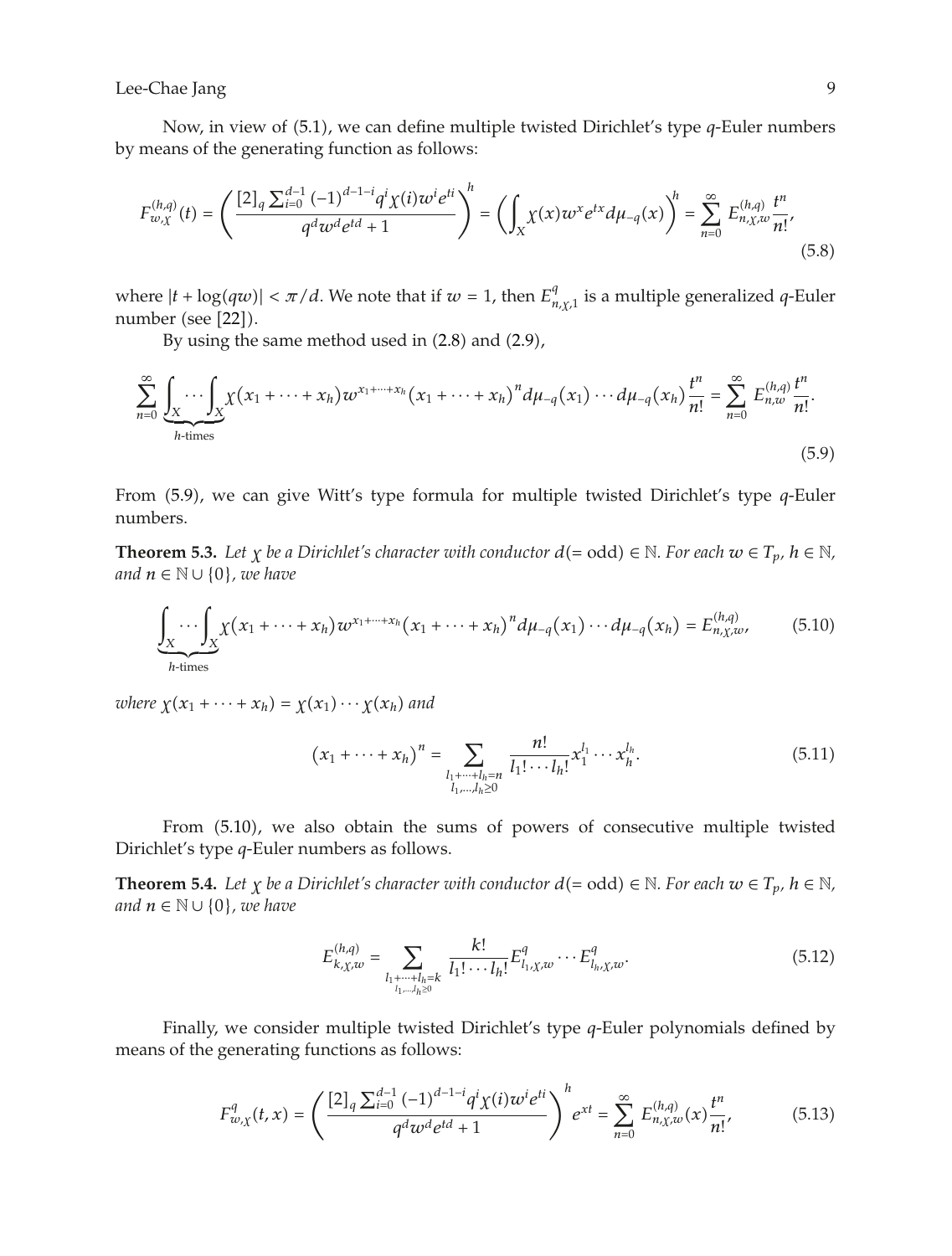Now, in view of (5.1), we can define multiple twisted Dirichlet's type $q$-Euler numbers by means of the generating function as follows:

$$F_{w,\chi}^{(h,q)}(t) = \left( \frac{[2]_q \sum_{i=0}^{d-1} (-1)^{d-1-i} q^i \chi(i) w^i e^{ti}}{q^d w^d e^{td} + 1} \right)^h = \left( \int_X \chi(x) w^x e^{tx} d\mu_{-q}(x) \right)^h = \sum_{n=0}^{\infty} E_{n,\chi,w}^{(h,q)} \frac{t^n}{n!}, \tag{5.8}$$

where $|t + \log(qw)| < \pi/d$. We note that if $w = 1$, then $E_{n,\chi,1}^{q}$ is a multiple generalized $q$-Euler number (see [22]).

By using the same method used in (2.8) and (2.9),

$$\sum_{n=0}^{\infty} \underbrace{\int_X \cdots \int_X}_{h\text{-times}} \chi(x_1 + \cdots + x_h) w^{x_1+\cdots+x_h} (x_1 + \cdots + x_h)^n d\mu_{-q}(x_1) \cdots d\mu_{-q}(x_h) \frac{t^n}{n!} = \sum_{n=0}^{\infty} E_{n,w}^{(h,q)} \frac{t^n}{n!}. \tag{5.9}$$

From (5.9), we can give Witt's type formula for multiple twisted Dirichlet's type $q$-Euler numbers.

**Theorem 5.3.** *Let $\chi$ be a Dirichlet's character with conductor $d(= \text{odd}) \in \mathbb{N}$. For each $w \in T_p$, $h \in \mathbb{N}$, and $n \in \mathbb{N} \cup \{0\}$, we have*

$$\underbrace{\int_X \cdots \int_X}_{h\text{-times}} \chi(x_1 + \cdots + x_h) w^{x_1+\cdots+x_h} (x_1 + \cdots + x_h)^n d\mu_{-q}(x_1) \cdots d\mu_{-q}(x_h) = E_{n,\chi,w}^{(h,q)}, \tag{5.10}$$

*where $\chi(x_1 + \cdots + x_h) = \chi(x_1) \cdots \chi(x_h)$ and*

$$(x_1 + \cdots + x_h)^n = \sum_{\substack{l_1+\cdots+l_h=n \\ l_1,\ldots,l_h \geq 0}} \frac{n!}{l_1! \cdots l_h!} x_1^{l_1} \cdots x_h^{l_h}. \tag{5.11}$$

From (5.10), we also obtain the sums of powers of consecutive multiple twisted Dirichlet's type $q$-Euler numbers as follows.

**Theorem 5.4.** *Let $\chi$ be a Dirichlet's character with conductor $d(= \text{odd}) \in \mathbb{N}$. For each $w \in T_p$, $h \in \mathbb{N}$, and $n \in \mathbb{N} \cup \{0\}$, we have*

$$E_{k,\chi,w}^{(h,q)} = \sum_{\substack{l_1+\cdots+l_h=k \\ l_1,\ldots,l_h \geq 0}} \frac{k!}{l_1! \cdots l_h!} E_{l_1,\chi,w}^{q} \cdots E_{l_h,\chi,w}^{q}. \tag{5.12}$$

Finally, we consider multiple twisted Dirichlet's type $q$-Euler polynomials defined by means of the generating functions as follows:

$$F_{w,\chi}^{q}(t, x) = \left( \frac{[2]_q \sum_{i=0}^{d-1} (-1)^{d-1-i} q^i \chi(i) w^i e^{ti}}{q^d w^d e^{td} + 1} \right)^h e^{xt} = \sum_{n=0}^{\infty} E_{n,\chi,w}^{(h,q)}(x) \frac{t^n}{n!}, \tag{5.13}$$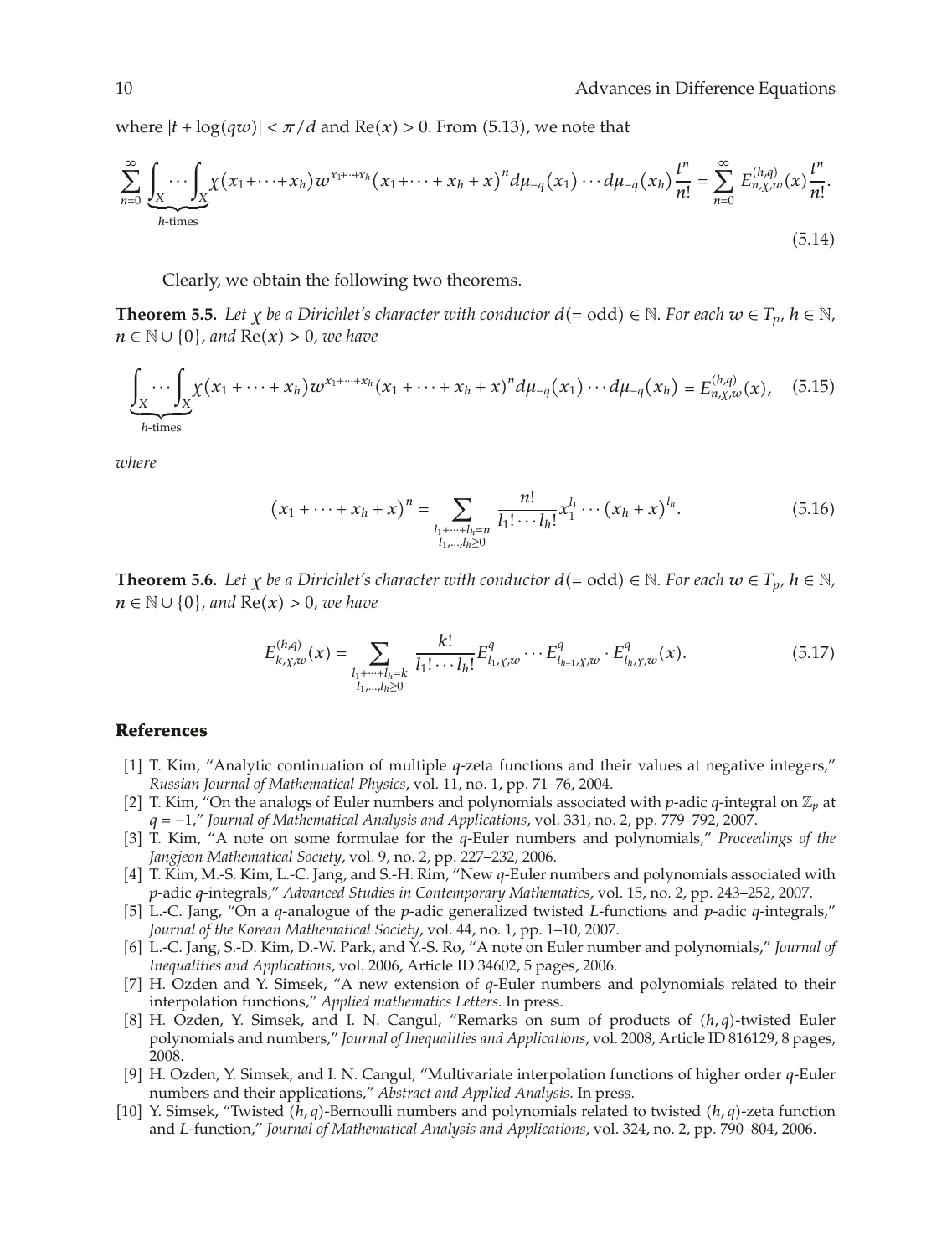where $|t + \log(qw)| < \pi/d$ and $\text{Re}(x) > 0$. From (5.13), we note that

$$\sum_{n=0}^{\infty} \underbrace{\int_X \cdots \int_X}_{h\text{-times}} \chi(x_1+\cdots+x_h) w^{x_1+\cdots+x_h} (x_1+\cdots+x_h+x)^n d\mu_{-q}(x_1)\cdots d\mu_{-q}(x_h) \frac{t^n}{n!} = \sum_{n=0}^{\infty} E_{n,\chi,w}^{(h,q)}(x) \frac{t^n}{n!}. \tag{5.14}$$

Clearly, we obtain the following two theorems.

**Theorem 5.5.** *Let $\chi$ be a Dirichlet's character with conductor $d(=\text{odd}) \in \mathbb{N}$. For each $w \in T_p$, $h \in \mathbb{N}$, $n \in \mathbb{N} \cup \{0\}$, and $\text{Re}(x) > 0$, we have*

$$\underbrace{\int_X \cdots \int_X}_{h\text{-times}} \chi(x_1+\cdots+x_h) w^{x_1+\cdots+x_h} (x_1+\cdots+x_h+x)^n d\mu_{-q}(x_1)\cdots d\mu_{-q}(x_h) = E_{n,\chi,w}^{(h,q)}(x), \tag{5.15}$$

*where*

$$(x_1+\cdots+x_h+x)^n = \sum_{\substack{l_1+\cdots+l_h=n \\ l_1,\ldots,l_h \geq 0}} \frac{n!}{l_1!\cdots l_h!} x_1^{l_1} \cdots (x_h+x)^{l_h}. \tag{5.16}$$

**Theorem 5.6.** *Let $\chi$ be a Dirichlet's character with conductor $d(=\text{odd}) \in \mathbb{N}$. For each $w \in T_p$, $h \in \mathbb{N}$, $n \in \mathbb{N} \cup \{0\}$, and $\text{Re}(x) > 0$, we have*

$$E_{k,\chi,w}^{(h,q)}(x) = \sum_{\substack{l_1+\cdots+l_h=k \\ l_1,\ldots,l_h \geq 0}} \frac{k!}{l_1!\cdots l_h!} E_{l_1,\chi,w}^{q} \cdots E_{l_{h-1},\chi,w}^{q} \cdot E_{l_h,\chi,w}^{q}(x). \tag{5.17}$$

## References

[1] T. Kim, "Analytic continuation of multiple $q$-zeta functions and their values at negative integers," *Russian Journal of Mathematical Physics*, vol. 11, no. 1, pp. 71–76, 2004.

[2] T. Kim, "On the analogs of Euler numbers and polynomials associated with $p$-adic $q$-integral on $\mathbb{Z}_p$ at $q = -1$," *Journal of Mathematical Analysis and Applications*, vol. 331, no. 2, pp. 779–792, 2007.

[3] T. Kim, "A note on some formulae for the $q$-Euler numbers and polynomials," *Proceedings of the Jangjeon Mathematical Society*, vol. 9, no. 2, pp. 227–232, 2006.

[4] T. Kim, M.-S. Kim, L.-C. Jang, and S.-H. Rim, "New $q$-Euler numbers and polynomials associated with $p$-adic $q$-integrals," *Advanced Studies in Contemporary Mathematics*, vol. 15, no. 2, pp. 243–252, 2007.

[5] L.-C. Jang, "On a $q$-analogue of the $p$-adic generalized twisted $L$-functions and $p$-adic $q$-integrals," *Journal of the Korean Mathematical Society*, vol. 44, no. 1, pp. 1–10, 2007.

[6] L.-C. Jang, S.-D. Kim, D.-W. Park, and Y.-S. Ro, "A note on Euler number and polynomials," *Journal of Inequalities and Applications*, vol. 2006, Article ID 34602, 5 pages, 2006.

[7] H. Ozden and Y. Simsek, "A new extension of $q$-Euler numbers and polynomials related to their interpolation functions," *Applied mathematics Letters*. In press.

[8] H. Ozden, Y. Simsek, and I. N. Cangul, "Remarks on sum of products of $(h, q)$-twisted Euler polynomials and numbers," *Journal of Inequalities and Applications*, vol. 2008, Article ID 816129, 8 pages, 2008.

[9] H. Ozden, Y. Simsek, and I. N. Cangul, "Multivariate interpolation functions of higher order $q$-Euler numbers and their applications," *Abstract and Applied Analysis*. In press.

[10] Y. Simsek, "Twisted $(h, q)$-Bernoulli numbers and polynomials related to twisted $(h, q)$-zeta function and $L$-function," *Journal of Mathematical Analysis and Applications*, vol. 324, no. 2, pp. 790–804, 2006.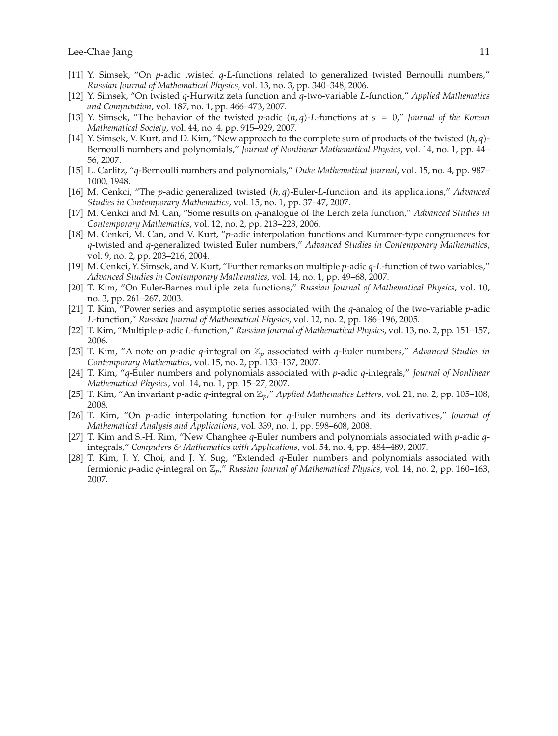[11] Y. Simsek, "On $p$-adic twisted $q$-$L$-functions related to generalized twisted Bernoulli numbers," *Russian Journal of Mathematical Physics*, vol. 13, no. 3, pp. 340–348, 2006.

[12] Y. Simsek, "On twisted $q$-Hurwitz zeta function and $q$-two-variable $L$-function," *Applied Mathematics and Computation*, vol. 187, no. 1, pp. 466–473, 2007.

[13] Y. Simsek, "The behavior of the twisted $p$-adic $(h, q)$-$L$-functions at $s = 0$," *Journal of the Korean Mathematical Society*, vol. 44, no. 4, pp. 915–929, 2007.

[14] Y. Simsek, V. Kurt, and D. Kim, "New approach to the complete sum of products of the twisted $(h, q)$-Bernoulli numbers and polynomials," *Journal of Nonlinear Mathematical Physics*, vol. 14, no. 1, pp. 44–56, 2007.

[15] L. Carlitz, "$q$-Bernoulli numbers and polynomials," *Duke Mathematical Journal*, vol. 15, no. 4, pp. 987–1000, 1948.

[16] M. Cenkci, "The $p$-adic generalized twisted $(h, q)$-Euler-$L$-function and its applications," *Advanced Studies in Contemporary Mathematics*, vol. 15, no. 1, pp. 37–47, 2007.

[17] M. Cenkci and M. Can, "Some results on $q$-analogue of the Lerch zeta function," *Advanced Studies in Contemporary Mathematics*, vol. 12, no. 2, pp. 213–223, 2006.

[18] M. Cenkci, M. Can, and V. Kurt, "$p$-adic interpolation functions and Kummer-type congruences for $q$-twisted and $q$-generalized twisted Euler numbers," *Advanced Studies in Contemporary Mathematics*, vol. 9, no. 2, pp. 203–216, 2004.

[19] M. Cenkci, Y. Simsek, and V. Kurt, "Further remarks on multiple $p$-adic $q$-$L$-function of two variables," *Advanced Studies in Contemporary Mathematics*, vol. 14, no. 1, pp. 49–68, 2007.

[20] T. Kim, "On Euler-Barnes multiple zeta functions," *Russian Journal of Mathematical Physics*, vol. 10, no. 3, pp. 261–267, 2003.

[21] T. Kim, "Power series and asymptotic series associated with the $q$-analog of the two-variable $p$-adic $L$-function," *Russian Journal of Mathematical Physics*, vol. 12, no. 2, pp. 186–196, 2005.

[22] T. Kim, "Multiple $p$-adic $L$-function," *Russian Journal of Mathematical Physics*, vol. 13, no. 2, pp. 151–157, 2006.

[23] T. Kim, "A note on $p$-adic $q$-integral on $\mathbb{Z}_p$ associated with $q$-Euler numbers," *Advanced Studies in Contemporary Mathematics*, vol. 15, no. 2, pp. 133–137, 2007.

[24] T. Kim, "$q$-Euler numbers and polynomials associated with $p$-adic $q$-integrals," *Journal of Nonlinear Mathematical Physics*, vol. 14, no. 1, pp. 15–27, 2007.

[25] T. Kim, "An invariant $p$-adic $q$-integral on $\mathbb{Z}_p$," *Applied Mathematics Letters*, vol. 21, no. 2, pp. 105–108, 2008.

[26] T. Kim, "On $p$-adic interpolating function for $q$-Euler numbers and its derivatives," *Journal of Mathematical Analysis and Applications*, vol. 339, no. 1, pp. 598–608, 2008.

[27] T. Kim and S.-H. Rim, "New Changhee $q$-Euler numbers and polynomials associated with $p$-adic $q$-integrals," *Computers & Mathematics with Applications*, vol. 54, no. 4, pp. 484–489, 2007.

[28] T. Kim, J. Y. Choi, and J. Y. Sug, "Extended $q$-Euler numbers and polynomials associated with fermionic $p$-adic $q$-integral on $\mathbb{Z}_p$," *Russian Journal of Mathematical Physics*, vol. 14, no. 2, pp. 160–163, 2007.